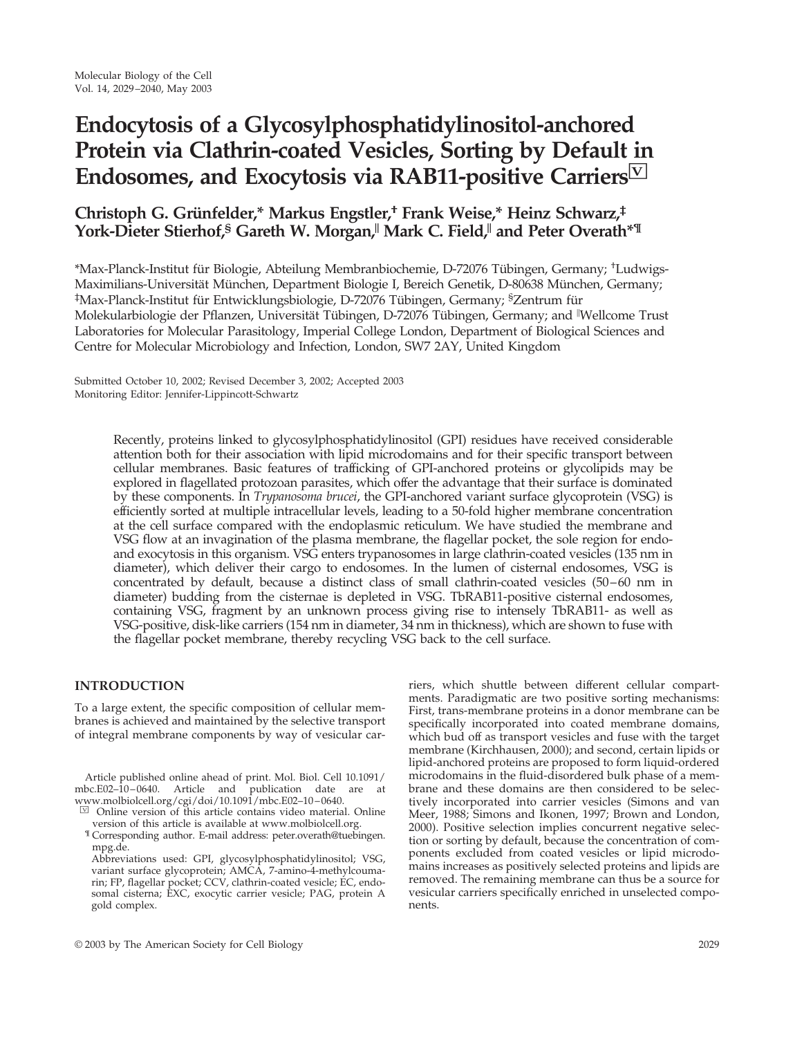# Endocytosis of a Glycosylphosphatidylinositol-anchored Protein via Clathrin-coated Vesicles, Sorting by Default in Endosomes, and Exocytosis via RAB11-positive Carriers[V]

**Christoph G. Grünfelder,\* Markus Engstler,† Frank Weise,\* Heinz Schwarz,‡ York-Dieter Stierhof,§ Gareth W. Morgan,‖ Mark C. Field,‖ and Peter Overath\*¶**

\*Max-Planck-Institut für Biologie, Abteilung Membranbiochemie, D-72076 Tübingen, Germany; †Ludwigs-Maximilians-Universität München, Department Biologie I, Bereich Genetik, D-80638 München, Germany; ‡Max-Planck-Institut für Entwicklungsbiologie, D-72076 Tübingen, Germany; §Zentrum für Molekularbiologie der Pflanzen, Universität Tübingen, D-72076 Tübingen, Germany; and ‖Wellcome Trust Laboratories for Molecular Parasitology, Imperial College London, Department of Biological Sciences and Centre for Molecular Microbiology and Infection, London, SW7 2AY, United Kingdom

Submitted October 10, 2002; Revised December 3, 2002; Accepted 2003
Monitoring Editor: Jennifer-Lippincott-Schwartz

Recently, proteins linked to glycosylphosphatidylinositol (GPI) residues have received considerable attention both for their association with lipid microdomains and for their specific transport between cellular membranes. Basic features of trafficking of GPI-anchored proteins or glycolipids may be explored in flagellated protozoan parasites, which offer the advantage that their surface is dominated by these components. In *Trypanosoma brucei*, the GPI-anchored variant surface glycoprotein (VSG) is efficiently sorted at multiple intracellular levels, leading to a 50-fold higher membrane concentration at the cell surface compared with the endoplasmic reticulum. We have studied the membrane and VSG flow at an invagination of the plasma membrane, the flagellar pocket, the sole region for endo- and exocytosis in this organism. VSG enters trypanosomes in large clathrin-coated vesicles (135 nm in diameter), which deliver their cargo to endosomes. In the lumen of cisternal endosomes, VSG is concentrated by default, because a distinct class of small clathrin-coated vesicles (50–60 nm in diameter) budding from the cisternae is depleted in VSG. TbRAB11-positive cisternal endosomes, containing VSG, fragment by an unknown process giving rise to intensely TbRAB11- as well as VSG-positive, disk-like carriers (154 nm in diameter, 34 nm in thickness), which are shown to fuse with the flagellar pocket membrane, thereby recycling VSG back to the cell surface.

## INTRODUCTION

To a large extent, the specific composition of cellular membranes is achieved and maintained by the selective transport of integral membrane components by way of vesicular carriers, which shuttle between different cellular compartments. Paradigmatic are two positive sorting mechanisms: First, trans-membrane proteins in a donor membrane can be specifically incorporated into coated membrane domains, which bud off as transport vesicles and fuse with the target membrane (Kirchhausen, 2000); and second, certain lipids or lipid-anchored proteins are proposed to form liquid-ordered microdomains in the fluid-disordered bulk phase of a membrane and these domains are then considered to be selectively incorporated into carrier vesicles (Simons and van Meer, 1988; Simons and Ikonen, 1997; Brown and London, 2000). Positive selection implies concurrent negative selection or sorting by default, because the concentration of components excluded from coated vesicles or lipid microdomains increases as positively selected proteins and lipids are removed. The remaining membrane can thus be a source for vesicular carriers specifically enriched in unselected components.

Article published online ahead of print. Mol. Biol. Cell 10.1091/mbc.E02–10–0640. Article and publication date are at www.molbiolcell.org/cgi/doi/10.1091/mbc.E02–10–0640.

[V] Online version of this article contains video material. Online version of this article is available at www.molbiolcell.org.

¶ Corresponding author. E-mail address: peter.overath@tuebingen.mpg.de.

Abbreviations used: GPI, glycosylphosphatidylinositol; VSG, variant surface glycoprotein; AMCA, 7-amino-4-methylcoumarin; FP, flagellar pocket; CCV, clathrin-coated vesicle; EC, endosomal cisterna; EXC, exocytic carrier vesicle; PAG, protein A gold complex.

© 2003 by The American Society for Cell Biology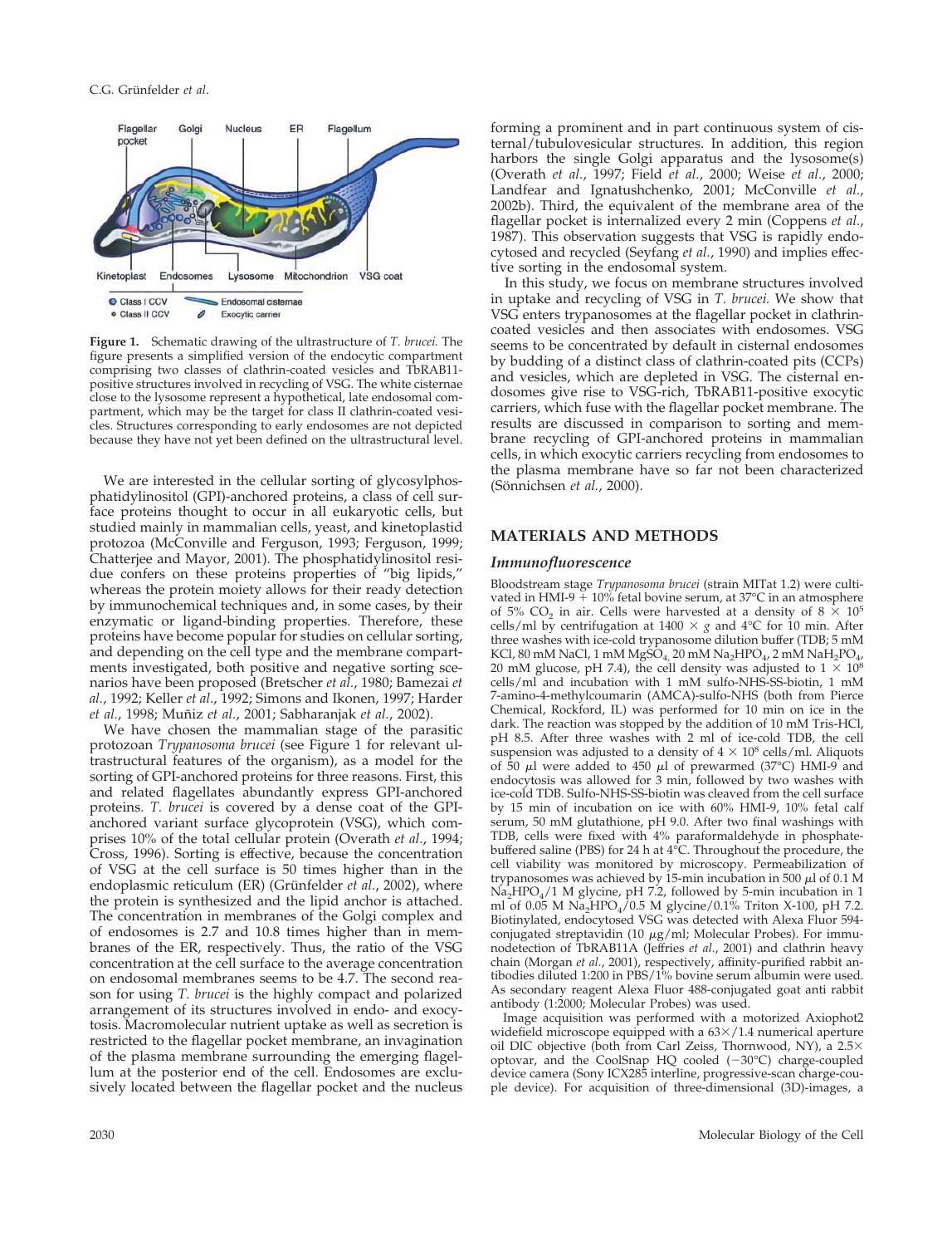Figure 1. Schematic drawing of the ultrastructure of *T. brucei*. The figure presents a simplified version of the endocytic compartment comprising two classes of clathrin-coated vesicles and TbRAB11-positive structures involved in recycling of VSG. The white cisternae close to the lysosome represent a hypothetical, late endosomal compartment, which may be the target for class II clathrin-coated vesicles. Structures corresponding to early endosomes are not depicted because they have not yet been defined on the ultrastructural level.

We are interested in the cellular sorting of glycosylphosphatidylinositol (GPI)-anchored proteins, a class of cell surface proteins thought to occur in all eukaryotic cells, but studied mainly in mammalian cells, yeast, and kinetoplastid protozoa (McConville and Ferguson, 1993; Ferguson, 1999; Chatterjee and Mayor, 2001). The phosphatidylinositol residue confers on these proteins properties of "big lipids," whereas the protein moiety allows for their ready detection by immunochemical techniques and, in some cases, by their enzymatic or ligand-binding properties. Therefore, these proteins have become popular for studies on cellular sorting, and depending on the cell type and the membrane compartments investigated, both positive and negative sorting scenarios have been proposed (Bretscher *et al.*, 1980; Bamezai *et al.*, 1992; Keller *et al.*, 1992; Simons and Ikonen, 1997; Harder *et al.*, 1998; Muñiz *et al.*, 2001; Sabharanjak *et al.*, 2002).

We have chosen the mammalian stage of the parasitic protozoan *Trypanosoma brucei* (see Figure 1 for relevant ultrastructural features of the organism), as a model for the sorting of GPI-anchored proteins for three reasons. First, this and related flagellates abundantly express GPI-anchored proteins. *T. brucei* is covered by a dense coat of the GPI-anchored variant surface glycoprotein (VSG), which comprises 10% of the total cellular protein (Overath *et al.*, 1994; Cross, 1996). Sorting is effective, because the concentration of VSG at the cell surface is 50 times higher than in the endoplasmic reticulum (ER) (Grünfelder *et al.*, 2002), where the protein is synthesized and the lipid anchor is attached. The concentration in membranes of the Golgi complex and of endosomes is 2.7 and 10.8 times higher than in membranes of the ER, respectively. Thus, the ratio of the VSG concentration at the cell surface to the average concentration on endosomal membranes seems to be 4.7. The second reason for using *T. brucei* is the highly compact and polarized arrangement of its structures involved in endo- and exocytosis. Macromolecular nutrient uptake as well as secretion is restricted to the flagellar pocket membrane, an invagination of the plasma membrane surrounding the emerging flagellum at the posterior end of the cell. Endosomes are exclusively located between the flagellar pocket and the nucleus forming a prominent and in part continuous system of cisternal/tubulovesicular structures. In addition, this region harbors the single Golgi apparatus and the lysosome(s) (Overath *et al.*, 1997; Field *et al.*, 2000; Weise *et al.*, 2000; Landfear and Ignatushchenko, 2001; McConville *et al.*, 2002b). Third, the equivalent of the membrane area of the flagellar pocket is internalized every 2 min (Coppens *et al.*, 1987). This observation suggests that VSG is rapidly endocytosed and recycled (Seyfang *et al.*, 1990) and implies effective sorting in the endosomal system.

In this study, we focus on membrane structures involved in uptake and recycling of VSG in *T. brucei*. We show that VSG enters trypanosomes at the flagellar pocket in clathrin-coated vesicles and then associates with endosomes. VSG seems to be concentrated by default in cisternal endosomes by budding of a distinct class of clathrin-coated pits (CCPs) and vesicles, which are depleted in VSG. The cisternal endosomes give rise to VSG-rich, TbRAB11-positive exocytic carriers, which fuse with the flagellar pocket membrane. The results are discussed in comparison to sorting and membrane recycling of GPI-anchored proteins in mammalian cells, in which exocytic carriers recycling from endosomes to the plasma membrane have so far not been characterized (Sönnichsen *et al.*, 2000).

## MATERIALS AND METHODS

### Immunofluorescence

Bloodstream stage *Trypanosoma brucei* (strain MITat 1.2) were cultivated in HMI-9 + 10% fetal bovine serum, at 37°C in an atmosphere of 5% $CO_2$ in air. Cells were harvested at a density of $8 \times 10^5$ cells/ml by centrifugation at 1400 × *g* and 4°C for 10 min. After three washes with ice-cold trypanosome dilution buffer (TDB; 5 mM KCl, 80 mM NaCl, 1 mM $MgSO_4$, 20 mM $Na_2HPO_4$, 2 mM $NaH_2PO_4$, 20 mM glucose, pH 7.4), the cell density was adjusted to $1 \times 10^8$ cells/ml and incubation with 1 mM sulfo-NHS-SS-biotin, 1 mM 7-amino-4-methylcoumarin (AMCA)-sulfo-NHS (both from Pierce Chemical, Rockford, IL) was performed for 10 min on ice in the dark. The reaction was stopped by the addition of 10 mM Tris-HCl, pH 8.5. After three washes with 2 ml of ice-cold TDB, the cell suspension was adjusted to a density of $4 \times 10^8$ cells/ml. Aliquots of 50 μl were added to 450 μl of prewarmed (37°C) HMI-9 and endocytosis was allowed for 3 min, followed by two washes with ice-cold TDB. Sulfo-NHS-SS-biotin was cleaved from the cell surface by 15 min of incubation on ice with 60% HMI-9, 10% fetal calf serum, 50 mM glutathione, pH 9.0. After two final washings with TDB, cells were fixed with 4% paraformaldehyde in phosphate-buffered saline (PBS) for 24 h at 4°C. Throughout the procedure, the cell viability was monitored by microscopy. Permeabilization of trypanosomes was achieved by 15-min incubation in 500 μl of 0.1 M $Na_2HPO_4$/1 M glycine, pH 7.2, followed by 5-min incubation in 1 ml of 0.05 M $Na_2HPO_4$/0.5 M glycine/0.1% Triton X-100, pH 7.2. Biotinylated, endocytosed VSG was detected with Alexa Fluor 594-conjugated streptavidin (10 μg/ml; Molecular Probes). For immunodetection of TbRAB11A (Jeffries *et al.*, 2001) and clathrin heavy chain (Morgan *et al.*, 2001), respectively, affinity-purified rabbit antibodies diluted 1:200 in PBS/1% bovine serum albumin were used. As secondary reagent Alexa Fluor 488-conjugated goat anti rabbit antibody (1:2000; Molecular Probes) was used.

Image acquisition was performed with a motorized Axiophot2 widefield microscope equipped with a 63×/1.4 numerical aperture oil DIC objective (both from Carl Zeiss, Thornwood, NY), a 2.5× optovar, and the CoolSnap HQ cooled (−30°C) charge-coupled device camera (Sony ICX285 interline, progressive-scan charge-couple device). For acquisition of three-dimensional (3D)-images, a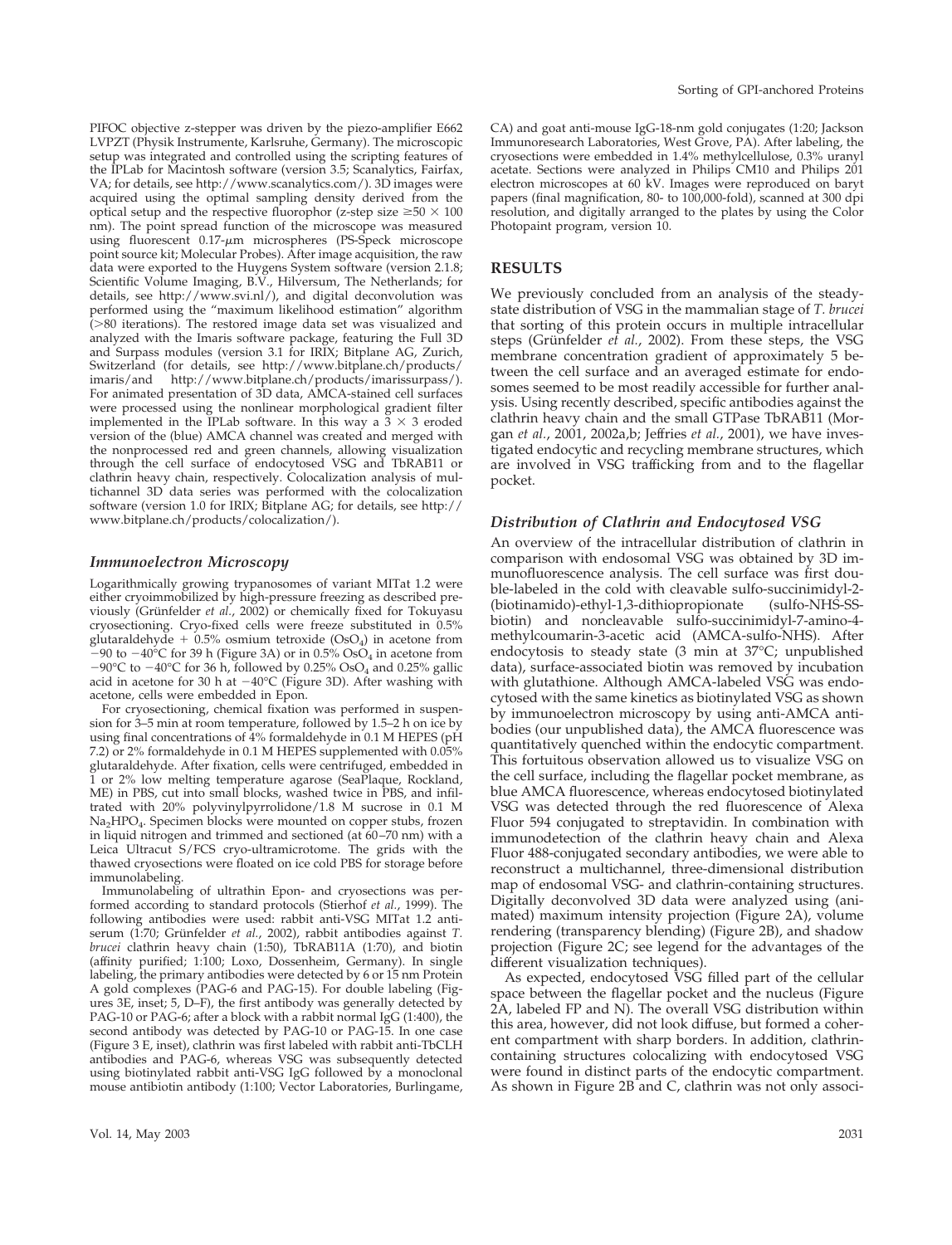PIFOC objective z-stepper was driven by the piezo-amplifier E662 LVPZT (Physik Instrumente, Karlsruhe, Germany). The microscopic setup was integrated and controlled using the scripting features of the IPLab for Macintosh software (version 3.5; Scanalytics, Fairfax, VA; for details, see http://www.scanalytics.com/). 3D images were acquired using the optimal sampling density derived from the optical setup and the respective fluorophor (z-step size ≥50 × 100 nm). The point spread function of the microscope was measured using fluorescent 0.17-μm microspheres (PS-Speck microscope point source kit; Molecular Probes). After image acquisition, the raw data were exported to the Huygens System software (version 2.1.8; Scientific Volume Imaging, B.V., Hilversum, The Netherlands; for details, see http://www.svi.nl/), and digital deconvolution was performed using the "maximum likelihood estimation" algorithm (>80 iterations). The restored image data set was visualized and analyzed with the Imaris software package, featuring the Full 3D and Surpass modules (version 3.1 for IRIX; Bitplane AG, Zurich, Switzerland (for details, see http://www.bitplane.ch/products/imaris/and http://www.bitplane.ch/products/imarissurpass/). For animated presentation of 3D data, AMCA-stained cell surfaces were processed using the nonlinear morphological gradient filter implemented in the IPLab software. In this way a 3 × 3 eroded version of the (blue) AMCA channel was created and merged with the nonprocessed red and green channels, allowing visualization through the cell surface of endocytosed VSG and TbRAB11 or clathrin heavy chain, respectively. Colocalization analysis of multichannel 3D data series was performed with the colocalization software (version 1.0 for IRIX; Bitplane AG; for details, see http://www.bitplane.ch/products/colocalization/).

### *Immunoelectron Microscopy*

Logarithmically growing trypanosomes of variant MITat 1.2 were either cryoimmobilized by high-pressure freezing as described previously (Grünfelder *et al.*, 2002) or chemically fixed for Tokuyasu cryosectioning. Cryo-fixed cells were freeze substituted in 0.5% glutaraldehyde + 0.5% osmium tetroxide ($OsO_4$) in acetone from −90 to −40°C for 39 h (Figure 3A) or in 0.5% $OsO_4$ in acetone from −90°C to −40°C for 36 h, followed by 0.25% $OsO_4$ and 0.25% gallic acid in acetone for 30 h at −40°C (Figure 3D). After washing with acetone, cells were embedded in Epon.

For cryosectioning, chemical fixation was performed in suspension for 3–5 min at room temperature, followed by 1.5–2 h on ice by using final concentrations of 4% formaldehyde in 0.1 M HEPES (pH 7.2) or 2% formaldehyde in 0.1 M HEPES supplemented with 0.05% glutaraldehyde. After fixation, cells were centrifuged, embedded in 1 or 2% low melting temperature agarose (SeaPlaque, Rockland, ME) in PBS, cut into small blocks, washed twice in PBS, and infiltrated with 20% polyvinylpyrrolidone/1.8 M sucrose in 0.1 M $Na_2HPO_4$. Specimen blocks were mounted on copper stubs, frozen in liquid nitrogen and trimmed and sectioned (at 60–70 nm) with a Leica Ultracut S/FCS cryo-ultramicrotome. The grids with the thawed cryosections were floated on ice cold PBS for storage before immunolabeling.

Immunolabeling of ultrathin Epon- and cryosections was performed according to standard protocols (Stierhof *et al.*, 1999). The following antibodies were used: rabbit anti-VSG MITat 1.2 antiserum (1:70; Grünfelder *et al.*, 2002), rabbit antibodies against *T. brucei* clathrin heavy chain (1:50), TbRAB11A (1:70), and biotin (affinity purified; 1:100; Loxo, Dossenheim, Germany). In single labeling, the primary antibodies were detected by 6 or 15 nm Protein A gold complexes (PAG-6 and PAG-15). For double labeling (Figures 3E, inset; 5, D–F), the first antibody was generally detected by PAG-10 or PAG-6; after a block with a rabbit normal IgG (1:400), the second antibody was detected by PAG-10 or PAG-15. In one case (Figure 3 E, inset), clathrin was first labeled with rabbit anti-TbCLH antibodies and PAG-6, whereas VSG was subsequently detected using biotinylated rabbit anti-VSG IgG followed by a monoclonal mouse antibiotin antibody (1:100; Vector Laboratories, Burlingame, CA) and goat anti-mouse IgG-18-nm gold conjugates (1:20; Jackson Immunoresearch Laboratories, West Grove, PA). After labeling, the cryosections were embedded in 1.4% methylcellulose, 0.3% uranyl acetate. Sections were analyzed in Philips CM10 and Philips 201 electron microscopes at 60 kV. Images were reproduced on baryt papers (final magnification, 80- to 100,000-fold), scanned at 300 dpi resolution, and digitally arranged to the plates by using the Color Photopaint program, version 10.

## RESULTS

We previously concluded from an analysis of the steady-state distribution of VSG in the mammalian stage of *T. brucei* that sorting of this protein occurs in multiple intracellular steps (Grünfelder *et al.*, 2002). From these steps, the VSG membrane concentration gradient of approximately 5 between the cell surface and an averaged estimate for endosomes seemed to be most readily accessible for further analysis. Using recently described, specific antibodies against the clathrin heavy chain and the small GTPase TbRAB11 (Morgan *et al.*, 2001, 2002a,b; Jeffries *et al.*, 2001), we have investigated endocytic and recycling membrane structures, which are involved in VSG trafficking from and to the flagellar pocket.

### *Distribution of Clathrin and Endocytosed VSG*

An overview of the intracellular distribution of clathrin in comparison with endosomal VSG was obtained by 3D immunofluorescence analysis. The cell surface was first double-labeled in the cold with cleavable sulfo-succinimidyl-2-(biotinamido)-ethyl-1,3-dithiopropionate (sulfo-NHS-SS-biotin) and noncleavable sulfo-succinimidyl-7-amino-4-methylcoumarin-3-acetic acid (AMCA-sulfo-NHS). After endocytosis to steady state (3 min at 37°C; unpublished data), surface-associated biotin was removed by incubation with glutathione. Although AMCA-labeled VSG was endocytosed with the same kinetics as biotinylated VSG as shown by immunoelectron microscopy by using anti-AMCA antibodies (our unpublished data), the AMCA fluorescence was quantitatively quenched within the endocytic compartment. This fortuitous observation allowed us to visualize VSG on the cell surface, including the flagellar pocket membrane, as blue AMCA fluorescence, whereas endocytosed biotinylated VSG was detected through the red fluorescence of Alexa Fluor 594 conjugated to streptavidin. In combination with immunodetection of the clathrin heavy chain and Alexa Fluor 488-conjugated secondary antibodies, we were able to reconstruct a multichannel, three-dimensional distribution map of endosomal VSG- and clathrin-containing structures. Digitally deconvolved 3D data were analyzed using (animated) maximum intensity projection (Figure 2A), volume rendering (transparency blending) (Figure 2B), and shadow projection (Figure 2C; see legend for the advantages of the different visualization techniques).

As expected, endocytosed VSG filled part of the cellular space between the flagellar pocket and the nucleus (Figure 2A, labeled FP and N). The overall VSG distribution within this area, however, did not look diffuse, but formed a coherent compartment with sharp borders. In addition, clathrin-containing structures colocalizing with endocytosed VSG were found in distinct parts of the endocytic compartment. As shown in Figure 2B and C, clathrin was not only associ-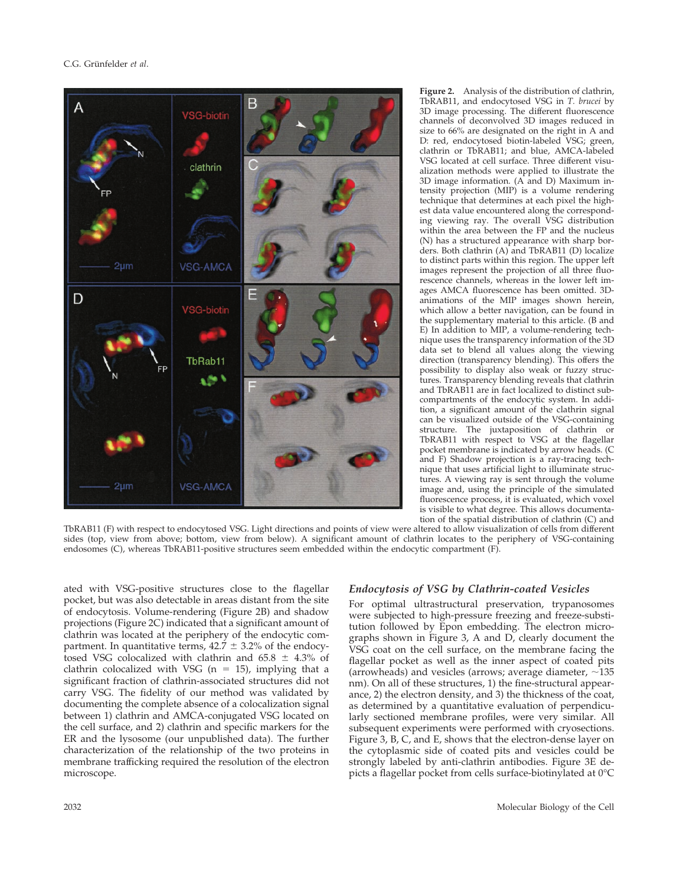**Figure 2.** Analysis of the distribution of clathrin, TbRAB11, and endocytosed VSG in *T. brucei* by 3D image processing. The different fluorescence channels of deconvolved 3D images reduced in size to 66% are designated on the right in A and D: red, endocytosed biotin-labeled VSG; green, clathrin or TbRAB11; and blue, AMCA-labeled VSG located at cell surface. Three different visualization methods were applied to illustrate the 3D image information. (A and D) Maximum intensity projection (MIP) is a volume rendering technique that determines at each pixel the highest data value encountered along the corresponding viewing ray. The overall VSG distribution within the area between the FP and the nucleus (N) has a structured appearance with sharp borders. Both clathrin (A) and TbRAB11 (D) localize to distinct parts within this region. The upper left images represent the projection of all three fluorescence channels, whereas in the lower left images AMCA fluorescence has been omitted. 3D-animations of the MIP images shown herein, which allow a better navigation, can be found in the supplementary material to this article. (B and E) In addition to MIP, a volume-rendering technique uses the transparency information of the 3D data set to blend all values along the viewing direction (transparency blending). This offers the possibility to display also weak or fuzzy structures. Transparency blending reveals that clathrin and TbRAB11 are in fact localized to distinct subcompartments of the endocytic system. In addition, a significant amount of the clathrin signal can be visualized outside of the VSG-containing structure. The juxtaposition of clathrin or TbRAB11 with respect to VSG at the flagellar pocket membrane is indicated by arrow heads. (C and F) Shadow projection is a ray-tracing technique that uses artificial light to illuminate structures. A viewing ray is sent through the volume image and, using the principle of the simulated fluorescence process, it is evaluated, which voxel is visible to what degree. This allows documentation of the spatial distribution of clathrin (C) and TbRAB11 (F) with respect to endocytosed VSG. Light directions and points of view were altered to allow visualization of cells from different sides (top, view from above; bottom, view from below). A significant amount of clathrin locates to the periphery of VSG-containing endosomes (C), whereas TbRAB11-positive structures seem embedded within the endocytic compartment (F).

ated with VSG-positive structures close to the flagellar pocket, but was also detectable in areas distant from the site of endocytosis. Volume-rendering (Figure 2B) and shadow projections (Figure 2C) indicated that a significant amount of clathrin was located at the periphery of the endocytic compartment. In quantitative terms, 42.7 ± 3.2% of the endocytosed VSG colocalized with clathrin and 65.8 ± 4.3% of clathrin colocalized with VSG (n = 15), implying that a significant fraction of clathrin-associated structures did not carry VSG. The fidelity of our method was validated by documenting the complete absence of a colocalization signal between 1) clathrin and AMCA-conjugated VSG located on the cell surface, and 2) clathrin and specific markers for the ER and the lysosome (our unpublished data). The further characterization of the relationship of the two proteins in membrane trafficking required the resolution of the electron microscope.

### *Endocytosis of VSG by Clathrin-coated Vesicles*

For optimal ultrastructural preservation, trypanosomes were subjected to high-pressure freezing and freeze-substitution followed by Epon embedding. The electron micrographs shown in Figure 3, A and D, clearly document the VSG coat on the cell surface, on the membrane facing the flagellar pocket as well as the inner aspect of coated pits (arrowheads) and vesicles (arrows; average diameter, ~135 nm). On all of these structures, 1) the fine-structural appearance, 2) the electron density, and 3) the thickness of the coat, as determined by a quantitative evaluation of perpendicularly sectioned membrane profiles, were very similar. All subsequent experiments were performed with cryosections. Figure 3, B, C, and E, shows that the electron-dense layer on the cytoplasmic side of coated pits and vesicles could be strongly labeled by anti-clathrin antibodies. Figure 3E depicts a flagellar pocket from cells surface-biotinylated at 0°C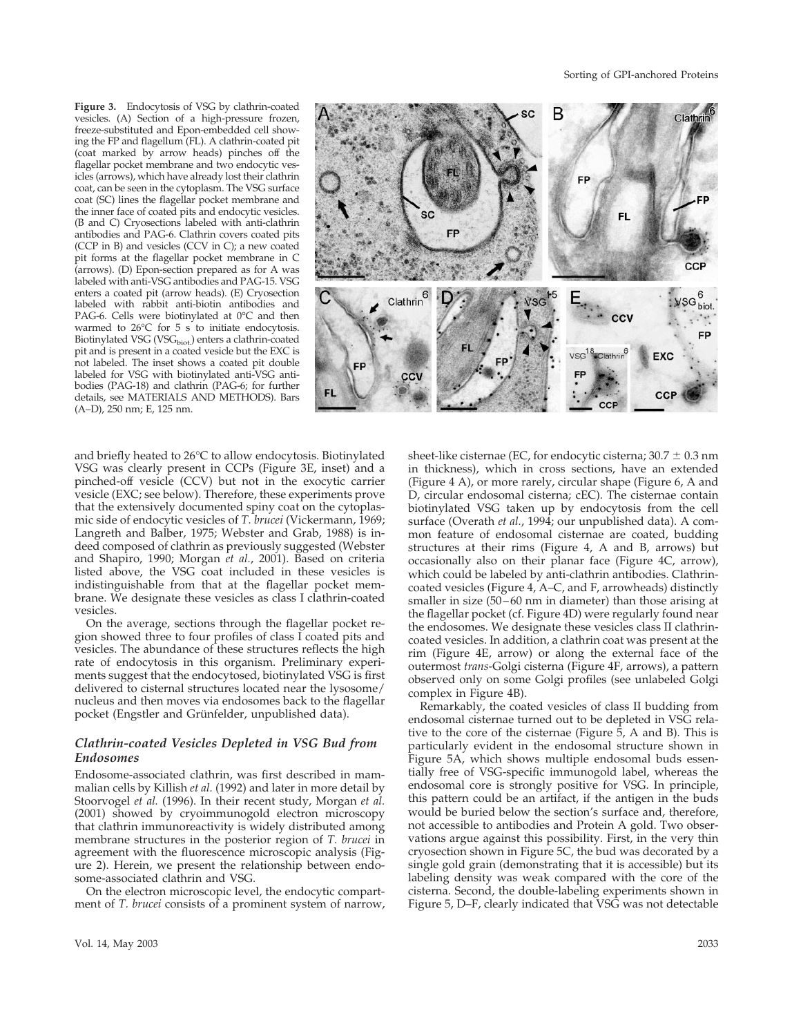**Figure 3.** Endocytosis of VSG by clathrin-coated vesicles. (A) Section of a high-pressure frozen, freeze-substituted and Epon-embedded cell showing the FP and flagellum (FL). A clathrin-coated pit (coat marked by arrow heads) pinches off the flagellar pocket membrane and two endocytic vesicles (arrows), which have already lost their clathrin coat, can be seen in the cytoplasm. The VSG surface coat (SC) lines the flagellar pocket membrane and the inner face of coated pits and endocytic vesicles. (B and C) Cryosections labeled with anti-clathrin antibodies and PAG-6. Clathrin covers coated pits (CCP in B) and vesicles (CCV in C); a new coated pit forms at the flagellar pocket membrane in C (arrows). (D) Epon-section prepared as for A was labeled with anti-VSG antibodies and PAG-15. VSG enters a coated pit (arrow heads). (E) Cryosection labeled with rabbit anti-biotin antibodies and PAG-6. Cells were biotinylated at 0°C and then warmed to 26°C for 5 s to initiate endocytosis. Biotinylated VSG ($VSG_{biot}$) enters a clathrin-coated pit and is present in a coated vesicle but the EXC is not labeled. The inset shows a coated pit double labeled for VSG with biotinylated anti-VSG antibodies (PAG-18) and clathrin (PAG-6; for further details, see MATERIALS AND METHODS). Bars (A–D), 250 nm; E, 125 nm.

and briefly heated to 26°C to allow endocytosis. Biotinylated VSG was clearly present in CCPs (Figure 3E, inset) and a pinched-off vesicle (CCV) but not in the exocytic carrier vesicle (EXC; see below). Therefore, these experiments prove that the extensively documented spiny coat on the cytoplasmic side of endocytic vesicles of *T. brucei* (Vickermann, 1969; Langreth and Balber, 1975; Webster and Grab, 1988) is indeed composed of clathrin as previously suggested (Webster and Shapiro, 1990; Morgan *et al.*, 2001). Based on criteria listed above, the VSG coat included in these vesicles is indistinguishable from that at the flagellar pocket membrane. We designate these vesicles as class I clathrin-coated vesicles.

On the average, sections through the flagellar pocket region showed three to four profiles of class I coated pits and vesicles. The abundance of these structures reflects the high rate of endocytosis in this organism. Preliminary experiments suggest that the endocytosed, biotinylated VSG is first delivered to cisternal structures located near the lysosome/nucleus and then moves via endosomes back to the flagellar pocket (Engstler and Grünfelder, unpublished data).

### *Clathrin-coated Vesicles Depleted in VSG Bud from Endosomes*

Endosome-associated clathrin, was first described in mammalian cells by Killish *et al.* (1992) and later in more detail by Stoorvogel *et al.* (1996). In their recent study, Morgan *et al.* (2001) showed by cryoimmunogold electron microscopy that clathrin immunoreactivity is widely distributed among membrane structures in the posterior region of *T. brucei* in agreement with the fluorescence microscopic analysis (Figure 2). Herein, we present the relationship between endosome-associated clathrin and VSG.

On the electron microscopic level, the endocytic compartment of *T. brucei* consists of a prominent system of narrow, sheet-like cisternae (EC, for endocytic cisterna; 30.7 ± 0.3 nm in thickness), which in cross sections, have an extended (Figure 4 A), or more rarely, circular shape (Figure 6, A and D, circular endosomal cisterna; cEC). The cisternae contain biotinylated VSG taken up by endocytosis from the cell surface (Overath *et al.*, 1994; our unpublished data). A common feature of endosomal cisternae are coated, budding structures at their rims (Figure 4, A and B, arrows) but occasionally also on their planar face (Figure 4C, arrow), which could be labeled by anti-clathrin antibodies. Clathrin-coated vesicles (Figure 4, A–C, and F, arrowheads) distinctly smaller in size (50–60 nm in diameter) than those arising at the flagellar pocket (cf. Figure 4D) were regularly found near the endosomes. We designate these vesicles class II clathrin-coated vesicles. In addition, a clathrin coat was present at the rim (Figure 4E, arrow) or along the external face of the outermost *trans*-Golgi cisterna (Figure 4F, arrows), a pattern observed only on some Golgi profiles (see unlabeled Golgi complex in Figure 4B).

Remarkably, the coated vesicles of class II budding from endosomal cisternae turned out to be depleted in VSG relative to the core of the cisternae (Figure 5, A and B). This is particularly evident in the endosomal structure shown in Figure 5A, which shows multiple endosomal buds essentially free of VSG-specific immunogold label, whereas the endosomal core is strongly positive for VSG. In principle, this pattern could be an artifact, if the antigen in the buds would be buried below the section's surface and, therefore, not accessible to antibodies and Protein A gold. Two observations argue against this possibility. First, in the very thin cryosection shown in Figure 5C, the bud was decorated by a single gold grain (demonstrating that it is accessible) but its labeling density was weak compared with the core of the cisterna. Second, the double-labeling experiments shown in Figure 5, D–F, clearly indicated that VSG was not detectable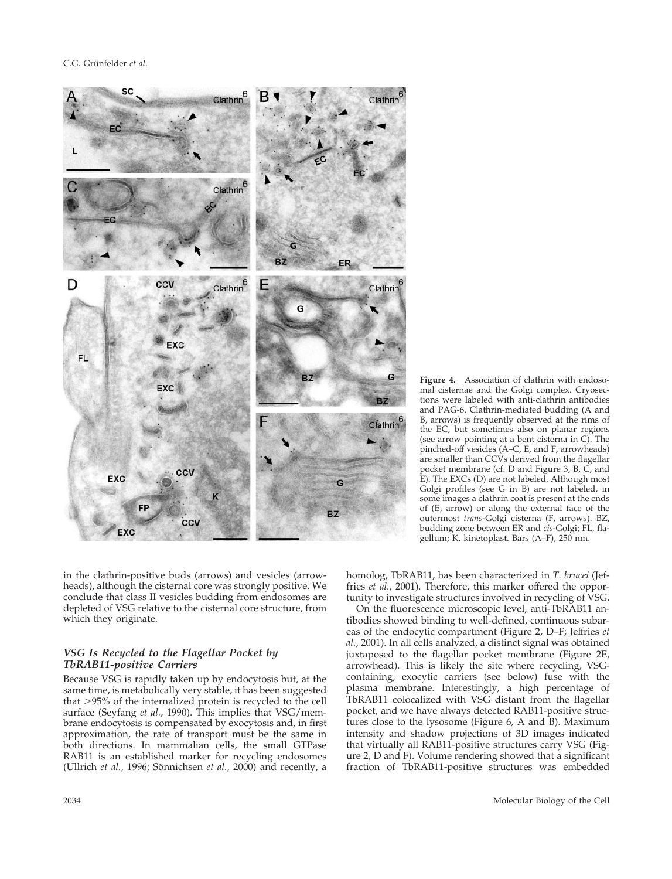**Figure 4.** Association of clathrin with endosomal cisternae and the Golgi complex. Cryosections were labeled with anti-clathrin antibodies and PAG-6. Clathrin-mediated budding (A and B, arrows) is frequently observed at the rims of the EC, but sometimes also on planar regions (see arrow pointing at a bent cisterna in C). The pinched-off vesicles (A–C, E, and F, arrowheads) are smaller than CCVs derived from the flagellar pocket membrane (cf. D and Figure 3, B, C, and E). The EXCs (D) are not labeled. Although most Golgi profiles (see G in B) are not labeled, in some images a clathrin coat is present at the ends of (E, arrow) or along the external face of the outermost *trans*-Golgi cisterna (F, arrows). BZ, budding zone between ER and *cis*-Golgi; FL, flagellum; K, kinetoplast. Bars (A–F), 250 nm.

in the clathrin-positive buds (arrows) and vesicles (arrowheads), although the cisternal core was strongly positive. We conclude that class II vesicles budding from endosomes are depleted of VSG relative to the cisternal core structure, from which they originate.

### *VSG Is Recycled to the Flagellar Pocket by TbRAB11-positive Carriers*

Because VSG is rapidly taken up by endocytosis but, at the same time, is metabolically very stable, it has been suggested that >95% of the internalized protein is recycled to the cell surface (Seyfang *et al.*, 1990). This implies that VSG/membrane endocytosis is compensated by exocytosis and, in first approximation, the rate of transport must be the same in both directions. In mammalian cells, the small GTPase RAB11 is an established marker for recycling endosomes (Ullrich *et al.*, 1996; Sönnichsen *et al.*, 2000) and recently, a homolog, TbRAB11, has been characterized in *T. brucei* (Jeffries *et al.*, 2001). Therefore, this marker offered the opportunity to investigate structures involved in recycling of VSG.

On the fluorescence microscopic level, anti-TbRAB11 antibodies showed binding to well-defined, continuous subareas of the endocytic compartment (Figure 2, D–F; Jeffries *et al.*, 2001). In all cells analyzed, a distinct signal was obtained juxtaposed to the flagellar pocket membrane (Figure 2E, arrowhead). This is likely the site where recycling, VSG-containing, exocytic carriers (see below) fuse with the plasma membrane. Interestingly, a high percentage of TbRAB11 colocalized with VSG distant from the flagellar pocket, and we have always detected RAB11-positive structures close to the lysosome (Figure 6, A and B). Maximum intensity and shadow projections of 3D images indicated that virtually all RAB11-positive structures carry VSG (Figure 2, D and F). Volume rendering showed that a significant fraction of TbRAB11-positive structures was embedded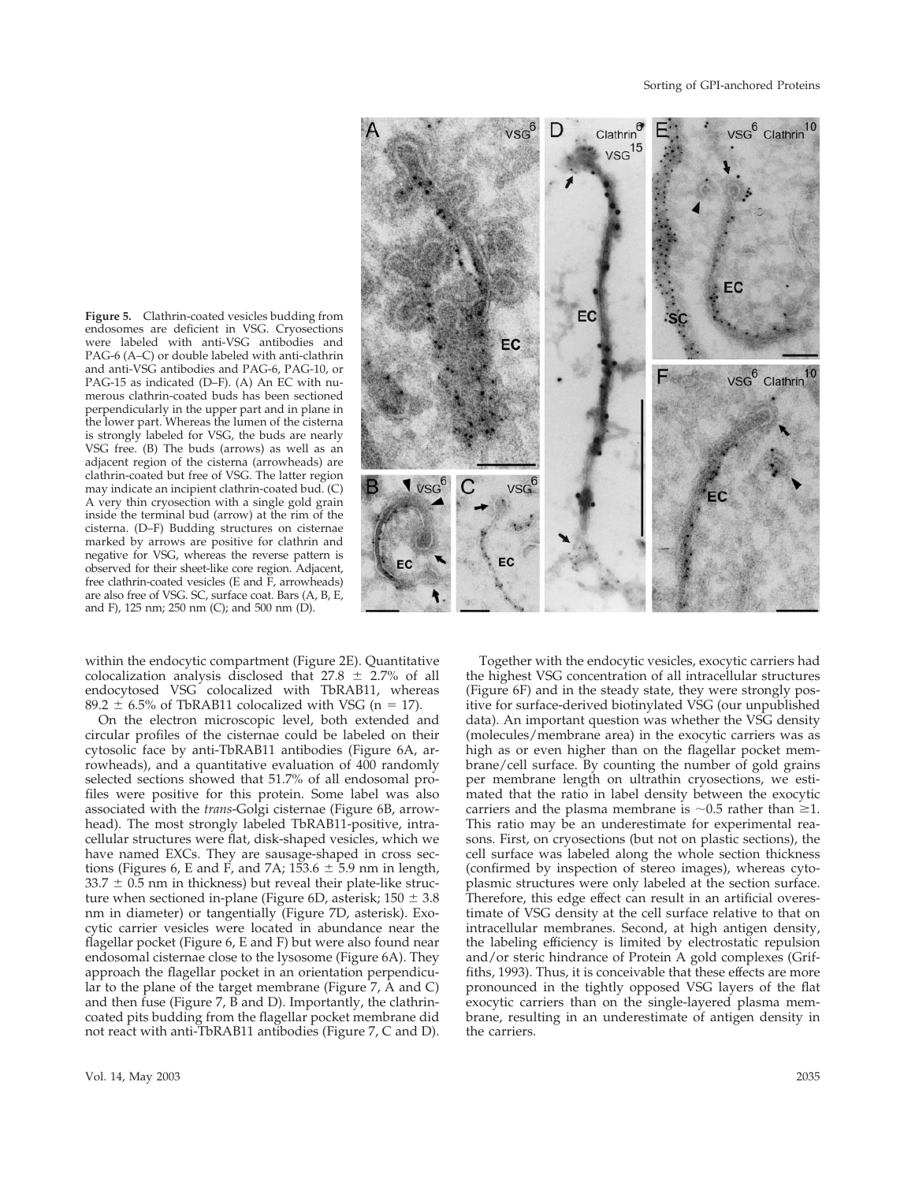**Figure 5.** Clathrin-coated vesicles budding from endosomes are deficient in VSG. Cryosections were labeled with anti-VSG antibodies and PAG-6 (A–C) or double labeled with anti-clathrin and anti-VSG antibodies and PAG-6, PAG-10, or PAG-15 as indicated (D–F). (A) An EC with numerous clathrin-coated buds has been sectioned perpendicularly in the upper part and in plane in the lower part. Whereas the lumen of the cisterna is strongly labeled for VSG, the buds are nearly VSG free. (B) The buds (arrows) as well as an adjacent region of the cisterna (arrowheads) are clathrin-coated but free of VSG. The latter region may indicate an incipient clathrin-coated bud. (C) A very thin cryosection with a single gold grain inside the terminal bud (arrow) at the rim of the cisterna. (D–F) Budding structures on cisternae marked by arrows are positive for clathrin and negative for VSG, whereas the reverse pattern is observed for their sheet-like core region. Adjacent, free clathrin-coated vesicles (E and F, arrowheads) are also free of VSG. SC, surface coat. Bars (A, B, E, and F), 125 nm; 250 nm (C); and 500 nm (D).

within the endocytic compartment (Figure 2E). Quantitative colocalization analysis disclosed that 27.8 ± 2.7% of all endocytosed VSG colocalized with TbRAB11, whereas 89.2 ± 6.5% of TbRAB11 colocalized with VSG (n = 17).

On the electron microscopic level, both extended and circular profiles of the cisternae could be labeled on their cytosolic face by anti-TbRAB11 antibodies (Figure 6A, arrowheads), and a quantitative evaluation of 400 randomly selected sections showed that 51.7% of all endosomal profiles were positive for this protein. Some label was also associated with the *trans*-Golgi cisternae (Figure 6B, arrowhead). The most strongly labeled TbRAB11-positive, intracellular structures were flat, disk-shaped vesicles, which we have named EXCs. They are sausage-shaped in cross sections (Figures 6, E and F, and 7A; 153.6 ± 5.9 nm in length, 33.7 ± 0.5 nm in thickness) but reveal their plate-like structure when sectioned in-plane (Figure 6D, asterisk; 150 ± 3.8 nm in diameter) or tangentially (Figure 7D, asterisk). Exocytic carrier vesicles were located in abundance near the flagellar pocket (Figure 6, E and F) but were also found near endosomal cisternae close to the lysosome (Figure 6A). They approach the flagellar pocket in an orientation perpendicular to the plane of the target membrane (Figure 7, A and C) and then fuse (Figure 7, B and D). Importantly, the clathrin-coated pits budding from the flagellar pocket membrane did not react with anti-TbRAB11 antibodies (Figure 7, C and D).

Together with the endocytic vesicles, exocytic carriers had the highest VSG concentration of all intracellular structures (Figure 6F) and in the steady state, they were strongly positive for surface-derived biotinylated VSG (our unpublished data). An important question was whether the VSG density (molecules/membrane area) in the exocytic carriers was as high as or even higher than on the flagellar pocket membrane/cell surface. By counting the number of gold grains per membrane length on ultrathin cryosections, we estimated that the ratio in label density between the exocytic carriers and the plasma membrane is ~0.5 rather than ≥1. This ratio may be an underestimate for experimental reasons. First, on cryosections (but not on plastic sections), the cell surface was labeled along the whole section thickness (confirmed by inspection of stereo images), whereas cytoplasmic structures were only labeled at the section surface. Therefore, this edge effect can result in an artificial overestimate of VSG density at the cell surface relative to that on intracellular membranes. Second, at high antigen density, the labeling efficiency is limited by electrostatic repulsion and/or steric hindrance of Protein A gold complexes (Griffiths, 1993). Thus, it is conceivable that these effects are more pronounced in the tightly opposed VSG layers of the flat exocytic carriers than on the single-layered plasma membrane, resulting in an underestimate of antigen density in the carriers.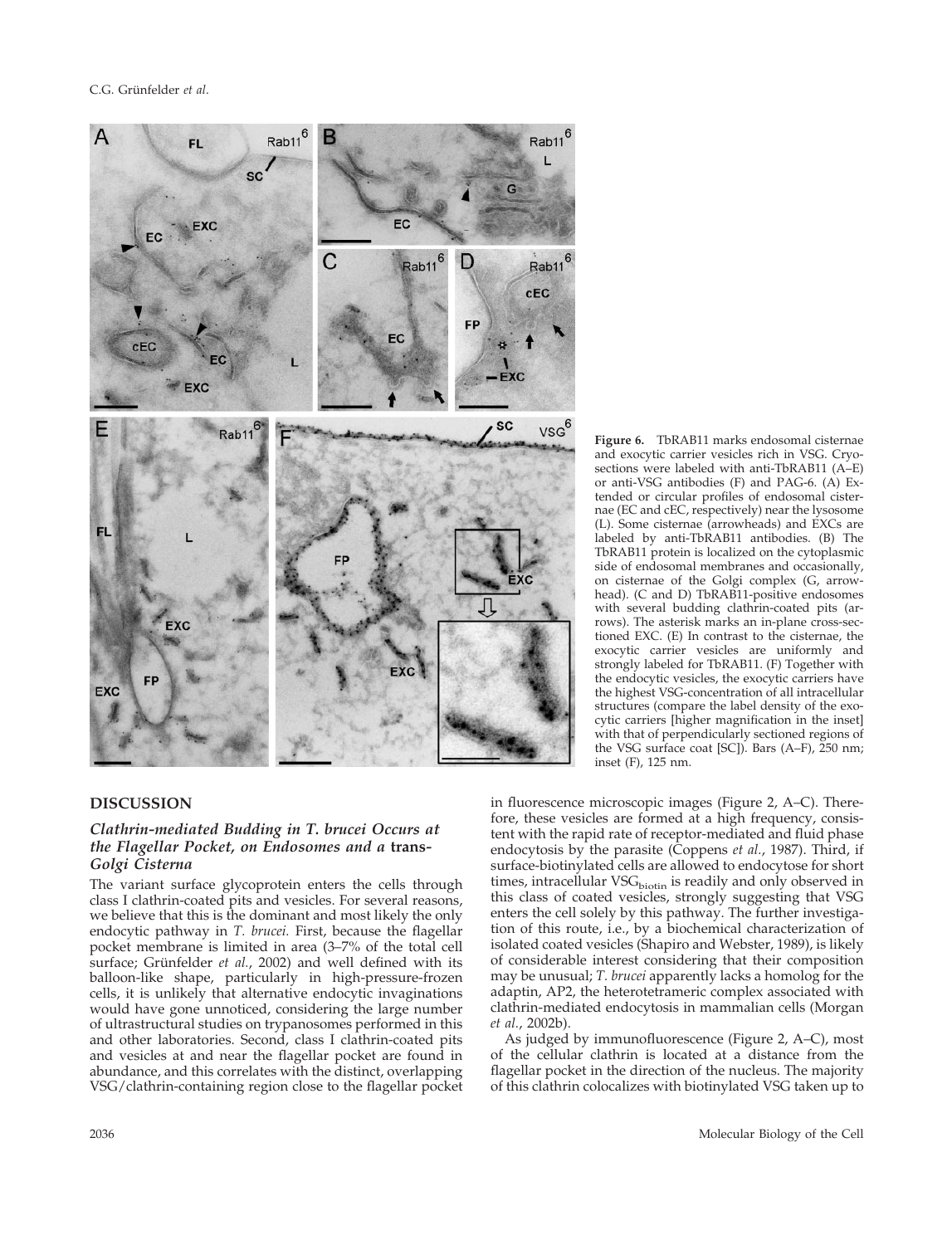**Figure 6.** TbRAB11 marks endosomal cisternae and exocytic carrier vesicles rich in VSG. Cryosections were labeled with anti-TbRAB11 (A–E) or anti-VSG antibodies (F) and PAG-6. (A) Extended or circular profiles of endosomal cisternae (EC and cEC, respectively) near the lysosome (L). Some cisternae (arrowheads) and EXCs are labeled by anti-TbRAB11 antibodies. (B) The TbRAB11 protein is localized on the cytoplasmic side of endosomal membranes and occasionally, on cisternae of the Golgi complex (G, arrowhead). (C and D) TbRAB11-positive endosomes with several budding clathrin-coated pits (arrows). The asterisk marks an in-plane cross-sectioned EXC. (E) In contrast to the cisternae, the exocytic carrier vesicles are uniformly and strongly labeled for TbRAB11. (F) Together with the endocytic vesicles, the exocytic carriers have the highest VSG-concentration of all intracellular structures (compare the label density of the exocytic carriers [higher magnification in the inset] with that of perpendicularly sectioned regions of the VSG surface coat [SC]). Bars (A–F), 250 nm; inset (F), 125 nm.

## DISCUSSION

### Clathrin-mediated Budding in T. brucei Occurs at the Flagellar Pocket, on Endosomes and a trans-Golgi Cisterna

The variant surface glycoprotein enters the cells through class I clathrin-coated pits and vesicles. For several reasons, we believe that this is the dominant and most likely the only endocytic pathway in *T. brucei.* First, because the flagellar pocket membrane is limited in area (3–7% of the total cell surface; Grünfelder *et al.*, 2002) and well defined with its balloon-like shape, particularly in high-pressure-frozen cells, it is unlikely that alternative endocytic invaginations would have gone unnoticed, considering the large number of ultrastructural studies on trypanosomes performed in this and other laboratories. Second, class I clathrin-coated pits and vesicles at and near the flagellar pocket are found in abundance, and this correlates with the distinct, overlapping VSG/clathrin-containing region close to the flagellar pocket in fluorescence microscopic images (Figure 2, A–C). Therefore, these vesicles are formed at a high frequency, consistent with the rapid rate of receptor-mediated and fluid phase endocytosis by the parasite (Coppens *et al.*, 1987). Third, if surface-biotinylated cells are allowed to endocytose for short times, intracellular $VSG_{biotin}$ is readily and only observed in this class of coated vesicles, strongly suggesting that VSG enters the cell solely by this pathway. The further investigation of this route, i.e., by a biochemical characterization of isolated coated vesicles (Shapiro and Webster, 1989), is likely of considerable interest considering that their composition may be unusual; *T. brucei* apparently lacks a homolog for the adaptin, AP2, the heterotetrameric complex associated with clathrin-mediated endocytosis in mammalian cells (Morgan *et al.*, 2002b).

As judged by immunofluorescence (Figure 2, A–C), most of the cellular clathrin is located at a distance from the flagellar pocket in the direction of the nucleus. The majority of this clathrin colocalizes with biotinylated VSG taken up to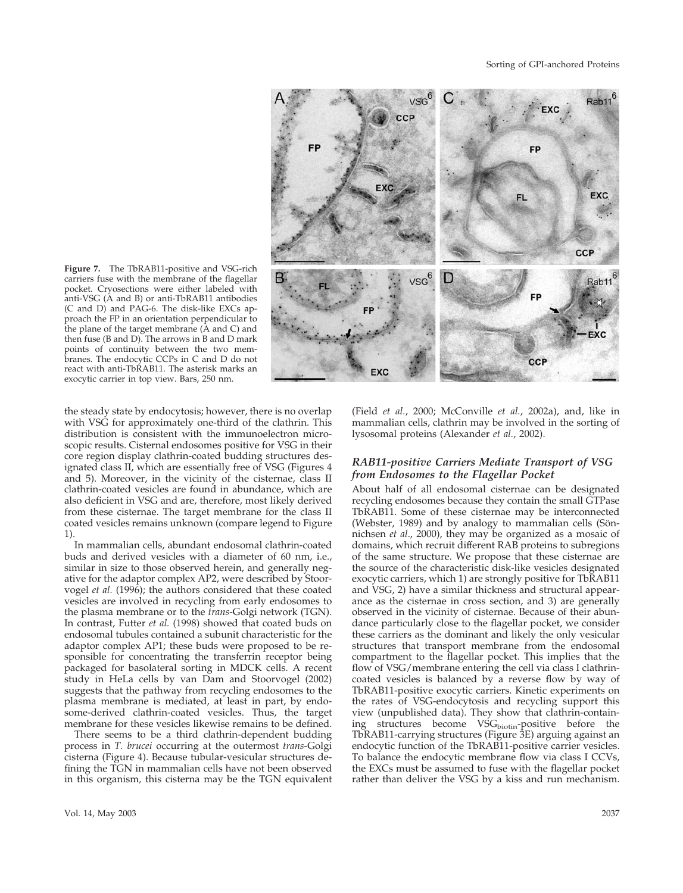**Figure 7.** The TbRAB11-positive and VSG-rich carriers fuse with the membrane of the flagellar pocket. Cryosections were either labeled with anti-VSG (A and B) or anti-TbRAB11 antibodies (C and D) and PAG-6. The disk-like EXCs approach the FP in an orientation perpendicular to the plane of the target membrane (A and C) and then fuse (B and D). The arrows in B and D mark points of continuity between the two membranes. The endocytic CCPs in C and D do not react with anti-TbRAB11. The asterisk marks an exocytic carrier in top view. Bars, 250 nm.

the steady state by endocytosis; however, there is no overlap with VSG for approximately one-third of the clathrin. This distribution is consistent with the immunoelectron microscopic results. Cisternal endosomes positive for VSG in their core region display clathrin-coated budding structures designated class II, which are essentially free of VSG (Figures 4 and 5). Moreover, in the vicinity of the cisternae, class II clathrin-coated vesicles are found in abundance, which are also deficient in VSG and are, therefore, most likely derived from these cisternae. The target membrane for the class II coated vesicles remains unknown (compare legend to Figure 1).

In mammalian cells, abundant endosomal clathrin-coated buds and derived vesicles with a diameter of 60 nm, i.e., similar in size to those observed herein, and generally negative for the adaptor complex AP2, were described by Stoorvogel *et al.* (1996); the authors considered that these coated vesicles are involved in recycling from early endosomes to the plasma membrane or to the *trans*-Golgi network (TGN). In contrast, Futter *et al.* (1998) showed that coated buds on endosomal tubules contained a subunit characteristic for the adaptor complex AP1; these buds were proposed to be responsible for concentrating the transferrin receptor being packaged for basolateral sorting in MDCK cells. A recent study in HeLa cells by van Dam and Stoorvogel (2002) suggests that the pathway from recycling endosomes to the plasma membrane is mediated, at least in part, by endosome-derived clathrin-coated vesicles. Thus, the target membrane for these vesicles likewise remains to be defined.

There seems to be a third clathrin-dependent budding process in *T. brucei* occurring at the outermost *trans*-Golgi cisterna (Figure 4). Because tubular-vesicular structures defining the TGN in mammalian cells have not been observed in this organism, this cisterna may be the TGN equivalent (Field *et al.*, 2000; McConville *et al.*, 2002a), and, like in mammalian cells, clathrin may be involved in the sorting of lysosomal proteins (Alexander *et al.*, 2002).

### *RAB11-positive Carriers Mediate Transport of VSG from Endosomes to the Flagellar Pocket*

About half of all endosomal cisternae can be designated recycling endosomes because they contain the small GTPase TbRAB11. Some of these cisternae may be interconnected (Webster, 1989) and by analogy to mammalian cells (Sönnichsen *et al.*, 2000), they may be organized as a mosaic of domains, which recruit different RAB proteins to subregions of the same structure. We propose that these cisternae are the source of the characteristic disk-like vesicles designated exocytic carriers, which 1) are strongly positive for TbRAB11 and VSG, 2) have a similar thickness and structural appearance as the cisternae in cross section, and 3) are generally observed in the vicinity of cisternae. Because of their abundance particularly close to the flagellar pocket, we consider these carriers as the dominant and likely the only vesicular structures that transport membrane from the endosomal compartment to the flagellar pocket. This implies that the flow of VSG/membrane entering the cell via class I clathrin-coated vesicles is balanced by a reverse flow by way of TbRAB11-positive exocytic carriers. Kinetic experiments on the rates of VSG-endocytosis and recycling support this view (unpublished data). They show that clathrin-containing structures become $VSG_{biotin}$-positive before the TbRAB11-carrying structures (Figure 3E) arguing against an endocytic function of the TbRAB11-positive carrier vesicles. To balance the endocytic membrane flow via class I CCVs, the EXCs must be assumed to fuse with the flagellar pocket rather than deliver the VSG by a kiss and run mechanism.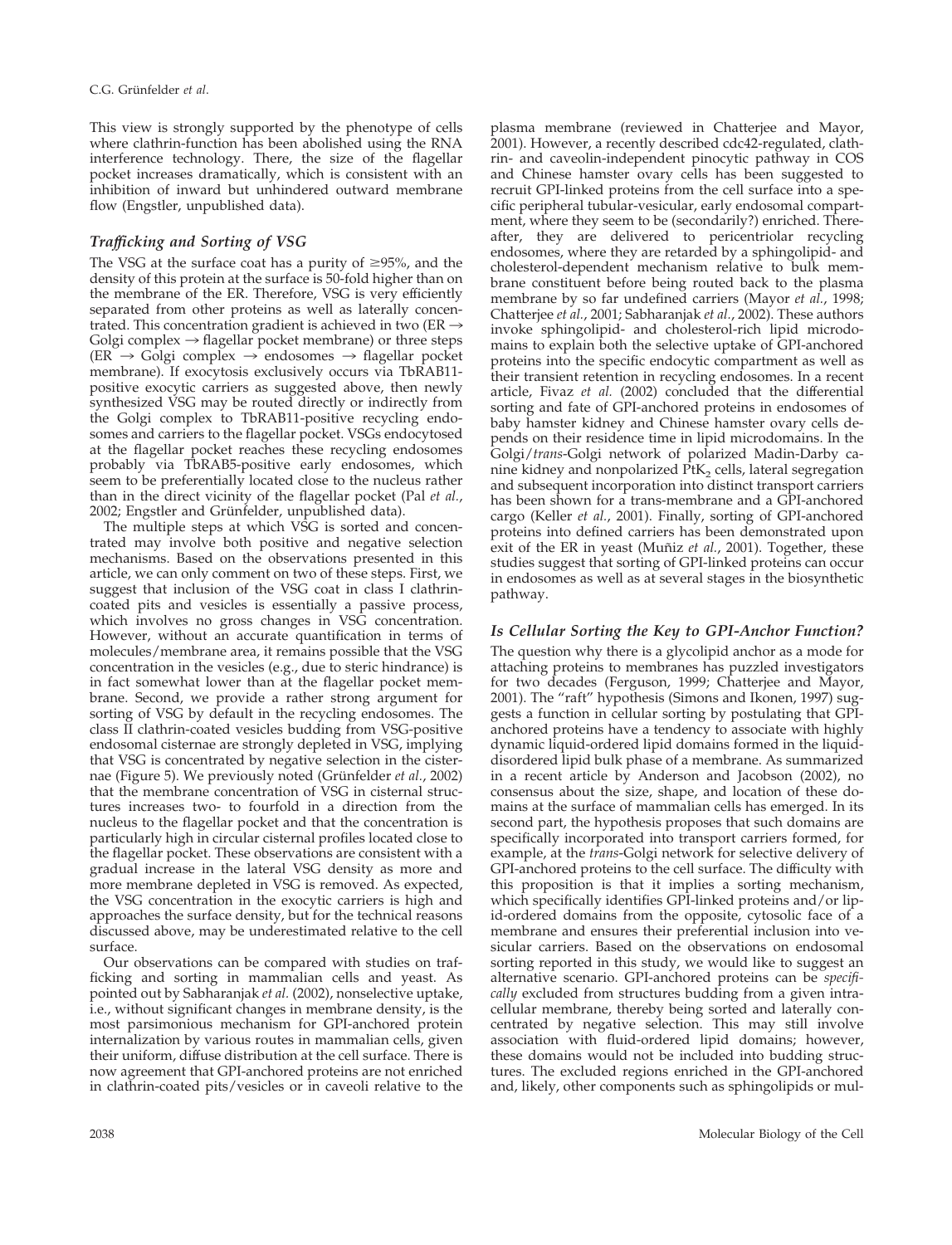This view is strongly supported by the phenotype of cells where clathrin-function has been abolished using the RNA interference technology. There, the size of the flagellar pocket increases dramatically, which is consistent with an inhibition of inward but unhindered outward membrane flow (Engstler, unpublished data).

### *Trafficking and Sorting of VSG*

The VSG at the surface coat has a purity of $\geq$95%, and the density of this protein at the surface is 50-fold higher than on the membrane of the ER. Therefore, VSG is very efficiently separated from other proteins as well as laterally concentrated. This concentration gradient is achieved in two (ER $\rightarrow$ Golgi complex $\rightarrow$ flagellar pocket membrane) or three steps (ER $\rightarrow$ Golgi complex $\rightarrow$ endosomes $\rightarrow$ flagellar pocket membrane). If exocytosis exclusively occurs via TbRAB11-positive exocytic carriers as suggested above, then newly synthesized VSG may be routed directly or indirectly from the Golgi complex to TbRAB11-positive recycling endosomes and carriers to the flagellar pocket. VSGs endocytosed at the flagellar pocket reaches these recycling endosomes probably via TbRAB5-positive early endosomes, which seem to be preferentially located close to the nucleus rather than in the direct vicinity of the flagellar pocket (Pal *et al.*, 2002; Engstler and Grünfelder, unpublished data).

The multiple steps at which VSG is sorted and concentrated may involve both positive and negative selection mechanisms. Based on the observations presented in this article, we can only comment on two of these steps. First, we suggest that inclusion of the VSG coat in class I clathrin-coated pits and vesicles is essentially a passive process, which involves no gross changes in VSG concentration. However, without an accurate quantification in terms of molecules/membrane area, it remains possible that the VSG concentration in the vesicles (e.g., due to steric hindrance) is in fact somewhat lower than at the flagellar pocket membrane. Second, we provide a rather strong argument for sorting of VSG by default in the recycling endosomes. The class II clathrin-coated vesicles budding from VSG-positive endosomal cisternae are strongly depleted in VSG, implying that VSG is concentrated by negative selection in the cisternae (Figure 5). We previously noted (Grünfelder *et al.*, 2002) that the membrane concentration of VSG in cisternal structures increases two- to fourfold in a direction from the nucleus to the flagellar pocket and that the concentration is particularly high in circular cisternal profiles located close to the flagellar pocket. These observations are consistent with a gradual increase in the lateral VSG density as more and more membrane depleted in VSG is removed. As expected, the VSG concentration in the exocytic carriers is high and approaches the surface density, but for the technical reasons discussed above, may be underestimated relative to the cell surface.

Our observations can be compared with studies on trafficking and sorting in mammalian cells and yeast. As pointed out by Sabharanjak *et al.* (2002), nonselective uptake, i.e., without significant changes in membrane density, is the most parsimonious mechanism for GPI-anchored protein internalization by various routes in mammalian cells, given their uniform, diffuse distribution at the cell surface. There is now agreement that GPI-anchored proteins are not enriched in clathrin-coated pits/vesicles or in caveoli relative to the plasma membrane (reviewed in Chatterjee and Mayor, 2001). However, a recently described cdc42-regulated, clathrin- and caveolin-independent pinocytic pathway in COS and Chinese hamster ovary cells has been suggested to recruit GPI-linked proteins from the cell surface into a specific peripheral tubular-vesicular, early endosomal compartment, where they seem to be (secondarily?) enriched. Thereafter, they are delivered to pericentriolar recycling endosomes, where they are retarded by a sphingolipid- and cholesterol-dependent mechanism relative to bulk membrane constituent before being routed back to the plasma membrane by so far undefined carriers (Mayor *et al.*, 1998; Chatterjee *et al.*, 2001; Sabharanjak *et al.*, 2002). These authors invoke sphingolipid- and cholesterol-rich lipid microdomains to explain both the selective uptake of GPI-anchored proteins into the specific endocytic compartment as well as their transient retention in recycling endosomes. In a recent article, Fivaz *et al.* (2002) concluded that the differential sorting and fate of GPI-anchored proteins in endosomes of baby hamster kidney and Chinese hamster ovary cells depends on their residence time in lipid microdomains. In the Golgi/*trans*-Golgi network of polarized Madin-Darby canine kidney and nonpolarized $PtK_2$ cells, lateral segregation and subsequent incorporation into distinct transport carriers has been shown for a trans-membrane and a GPI-anchored cargo (Keller *et al.*, 2001). Finally, sorting of GPI-anchored proteins into defined carriers has been demonstrated upon exit of the ER in yeast (Muñiz *et al.*, 2001). Together, these studies suggest that sorting of GPI-linked proteins can occur in endosomes as well as at several stages in the biosynthetic pathway.

### *Is Cellular Sorting the Key to GPI-Anchor Function?*

The question why there is a glycolipid anchor as a mode for attaching proteins to membranes has puzzled investigators for two decades (Ferguson, 1999; Chatterjee and Mayor, 2001). The "raft" hypothesis (Simons and Ikonen, 1997) suggests a function in cellular sorting by postulating that GPI-anchored proteins have a tendency to associate with highly dynamic liquid-ordered lipid domains formed in the liquid-disordered lipid bulk phase of a membrane. As summarized in a recent article by Anderson and Jacobson (2002), no consensus about the size, shape, and location of these domains at the surface of mammalian cells has emerged. In its second part, the hypothesis proposes that such domains are specifically incorporated into transport carriers formed, for example, at the *trans*-Golgi network for selective delivery of GPI-anchored proteins to the cell surface. The difficulty with this proposition is that it implies a sorting mechanism, which specifically identifies GPI-linked proteins and/or lipid-ordered domains from the opposite, cytosolic face of a membrane and ensures their preferential inclusion into vesicular carriers. Based on the observations on endosomal sorting reported in this study, we would like to suggest an alternative scenario. GPI-anchored proteins can be *specifically* excluded from structures budding from a given intracellular membrane, thereby being sorted and laterally concentrated by negative selection. This may still involve association with fluid-ordered lipid domains; however, these domains would not be included into budding structures. The excluded regions enriched in the GPI-anchored and, likely, other components such as sphingolipids or mul-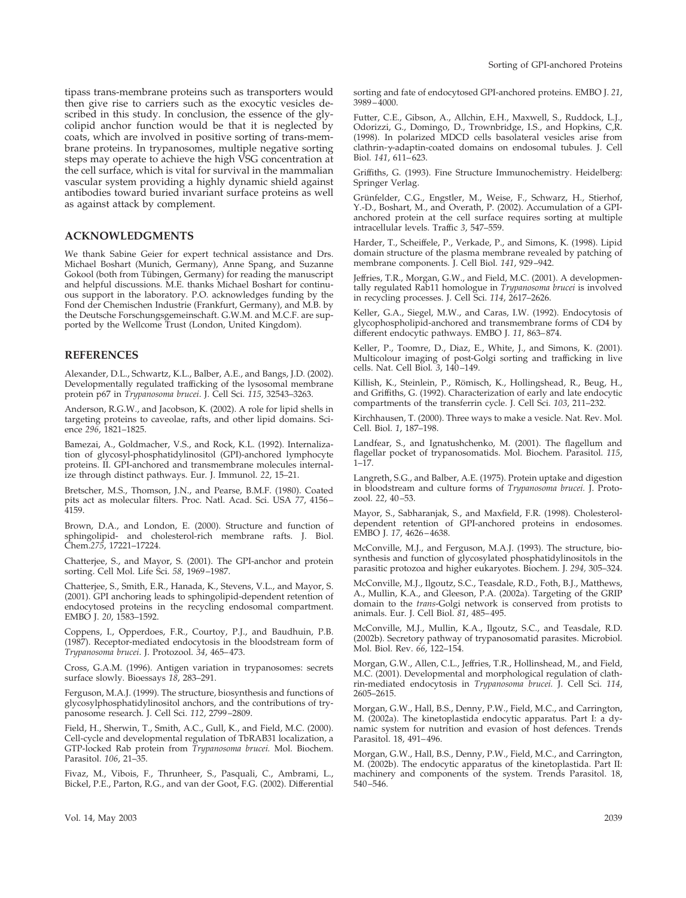tipass trans-membrane proteins such as transporters would then give rise to carriers such as the exocytic vesicles described in this study. In conclusion, the essence of the glycolipid anchor function would be that it is neglected by coats, which are involved in positive sorting of trans-membrane proteins. In trypanosomes, multiple negative sorting steps may operate to achieve the high VSG concentration at the cell surface, which is vital for survival in the mammalian vascular system providing a highly dynamic shield against antibodies toward buried invariant surface proteins as well as against attack by complement.

## ACKNOWLEDGMENTS

We thank Sabine Geier for expert technical assistance and Drs. Michael Boshart (Munich, Germany), Anne Spang, and Suzanne Gokool (both from Tübingen, Germany) for reading the manuscript and helpful discussions. M.E. thanks Michael Boshart for continuous support in the laboratory. P.O. acknowledges funding by the Fond der Chemischen Industrie (Frankfurt, Germany), and M.B. by the Deutsche Forschungsgemeinschaft. G.W.M. and M.C.F. are supported by the Wellcome Trust (London, United Kingdom).

## REFERENCES

Alexander, D.L., Schwartz, K.L., Balber, A.E., and Bangs, J.D. (2002). Developmentally regulated trafficking of the lysosomal membrane protein p67 in *Trypanosoma brucei*. J. Cell Sci. *115*, 32543–3263.

Anderson, R.G.W., and Jacobson, K. (2002). A role for lipid shells in targeting proteins to caveolae, rafts, and other lipid domains. Science *296*, 1821–1825.

Bamezai, A., Goldmacher, V.S., and Rock, K.L. (1992). Internalization of glycosyl-phosphatidylinositol (GPI)-anchored lymphocyte proteins. II. GPI-anchored and transmembrane molecules internalize through distinct pathways. Eur. J. Immunol. *22*, 15–21.

Bretscher, M.S., Thomson, J.N., and Pearse, B.M.F. (1980). Coated pits act as molecular filters. Proc. Natl. Acad. Sci. USA *77*, 4156–4159.

Brown, D.A., and London, E. (2000). Structure and function of sphingolipid- and cholesterol-rich membrane rafts. J. Biol. Chem.*275*, 17221–17224.

Chatterjee, S., and Mayor, S. (2001). The GPI-anchor and protein sorting. Cell Mol. Life Sci. *58*, 1969–1987.

Chatterjee, S., Smith, E.R., Hanada, K., Stevens, V.L., and Mayor, S. (2001). GPI anchoring leads to sphingolipid-dependent retention of endocytosed proteins in the recycling endosomal compartment. EMBO J. *20*, 1583–1592.

Coppens, I., Opperdoes, F.R., Courtoy, P.J., and Baudhuin, P.B. (1987). Receptor-mediated endocytosis in the bloodstream form of *Trypanosoma brucei*. J. Protozool. *34*, 465–473.

Cross, G.A.M. (1996). Antigen variation in trypanosomes: secrets surface slowly. Bioessays *18*, 283–291.

Ferguson, M.A.J. (1999). The structure, biosynthesis and functions of glycosylphosphatidylinositol anchors, and the contributions of trypanosome research. J. Cell Sci. *112*, 2799–2809.

Field, H., Sherwin, T., Smith, A.C., Gull, K., and Field, M.C. (2000). Cell-cycle and developmental regulation of TbRAB31 localization, a GTP-locked Rab protein from *Trypanosoma brucei.* Mol. Biochem. Parasitol. *106*, 21–35.

Fivaz, M., Vibois, F., Thrunheer, S., Pasquali, C., Ambrami, L., Bickel, P.E., Parton, R.G., and van der Goot, F.G. (2002). Differential sorting and fate of endocytosed GPI-anchored proteins. EMBO J. *21*, 3989–4000.

Futter, C.E., Gibson, A., Allchin, E.H., Maxwell, S., Ruddock, L.J., Odorizzi, G., Domingo, D., Trownbridge, I.S., and Hopkins, C,R. (1998). In polarized MDCD cells basolateral vesicles arise from clathrin-γ-adaptin-coated domains on endosomal tubules. J. Cell Biol. *141*, 611–623.

Griffiths, G. (1993). Fine Structure Immunochemistry. Heidelberg: Springer Verlag.

Grünfelder, C.G., Engstler, M., Weise, F., Schwarz, H., Stierhof, Y.-D., Boshart, M., and Overath, P. (2002). Accumulation of a GPI-anchored protein at the cell surface requires sorting at multiple intracellular levels. Traffic *3*, 547–559.

Harder, T., Scheiffele, P., Verkade, P., and Simons, K. (1998). Lipid domain structure of the plasma membrane revealed by patching of membrane components. J. Cell Biol. *141*, 929–942.

Jeffries, T.R., Morgan, G.W., and Field, M.C. (2001). A developmentally regulated Rab11 homologue in *Trypanosoma brucei* is involved in recycling processes. J. Cell Sci. *114*, 2617–2626.

Keller, G.A., Siegel, M.W., and Caras, I.W. (1992). Endocytosis of glycophospholipid-anchored and transmembrane forms of CD4 by different endocytic pathways. EMBO J. *11*, 863–874.

Keller, P., Toomre, D., Diaz, E., White, J., and Simons, K. (2001). Multicolour imaging of post-Golgi sorting and trafficking in live cells. Nat. Cell Biol. *3*, 140–149.

Killish, K., Steinlein, P., Römisch, K., Hollingshead, R., Beug, H., and Griffiths, G. (1992). Characterization of early and late endocytic compartments of the transferrin cycle. J. Cell Sci. *103*, 211–232.

Kirchhausen, T. (2000). Three ways to make a vesicle. Nat. Rev. Mol. Cell. Biol. *1*, 187–198.

Landfear, S., and Ignatushchenko, M. (2001). The flagellum and flagellar pocket of trypanosomatids. Mol. Biochem. Parasitol. *115*, 1–17.

Langreth, S.G., and Balber, A.E. (1975). Protein uptake and digestion in bloodstream and culture forms of *Trypanosoma brucei.* J. Protozool. *22*, 40–53.

Mayor, S., Sabharanjak, S., and Maxfield, F.R. (1998). Cholesterol-dependent retention of GPI-anchored proteins in endosomes. EMBO J. *17*, 4626–4638.

McConville, M.J., and Ferguson, M.A.J. (1993). The structure, biosynthesis and function of glycosylated phosphatidylinositols in the parasitic protozoa and higher eukaryotes. Biochem. J. *294*, 305–324.

McConville, M.J., Ilgoutz, S.C., Teasdale, R.D., Foth, B.J., Matthews, A., Mullin, K.A., and Gleeson, P.A. (2002a). Targeting of the GRIP domain to the *trans*-Golgi network is conserved from protists to animals. Eur. J. Cell Biol. *81*, 485–495.

McConville, M.J., Mullin, K.A., Ilgoutz, S.C., and Teasdale, R.D. (2002b). Secretory pathway of trypanosomatid parasites. Microbiol. Mol. Biol. Rev. *66*, 122–154.

Morgan, G.W., Allen, C.L., Jeffries, T.R., Hollinshead, M., and Field, M.C. (2001). Developmental and morphological regulation of clathrin-mediated endocytosis in *Trypanosoma brucei.* J. Cell Sci. *114*, 2605–2615.

Morgan, G.W., Hall, B.S., Denny, P.W., Field, M.C., and Carrington, M. (2002a). The kinetoplastida endocytic apparatus. Part I: a dynamic system for nutrition and evasion of host defences. Trends Parasitol. 18, 491–496.

Morgan, G.W., Hall, B.S., Denny, P.W., Field, M.C., and Carrington, M. (2002b). The endocytic apparatus of the kinetoplastida. Part II: machinery and components of the system. Trends Parasitol. 18, 540–546.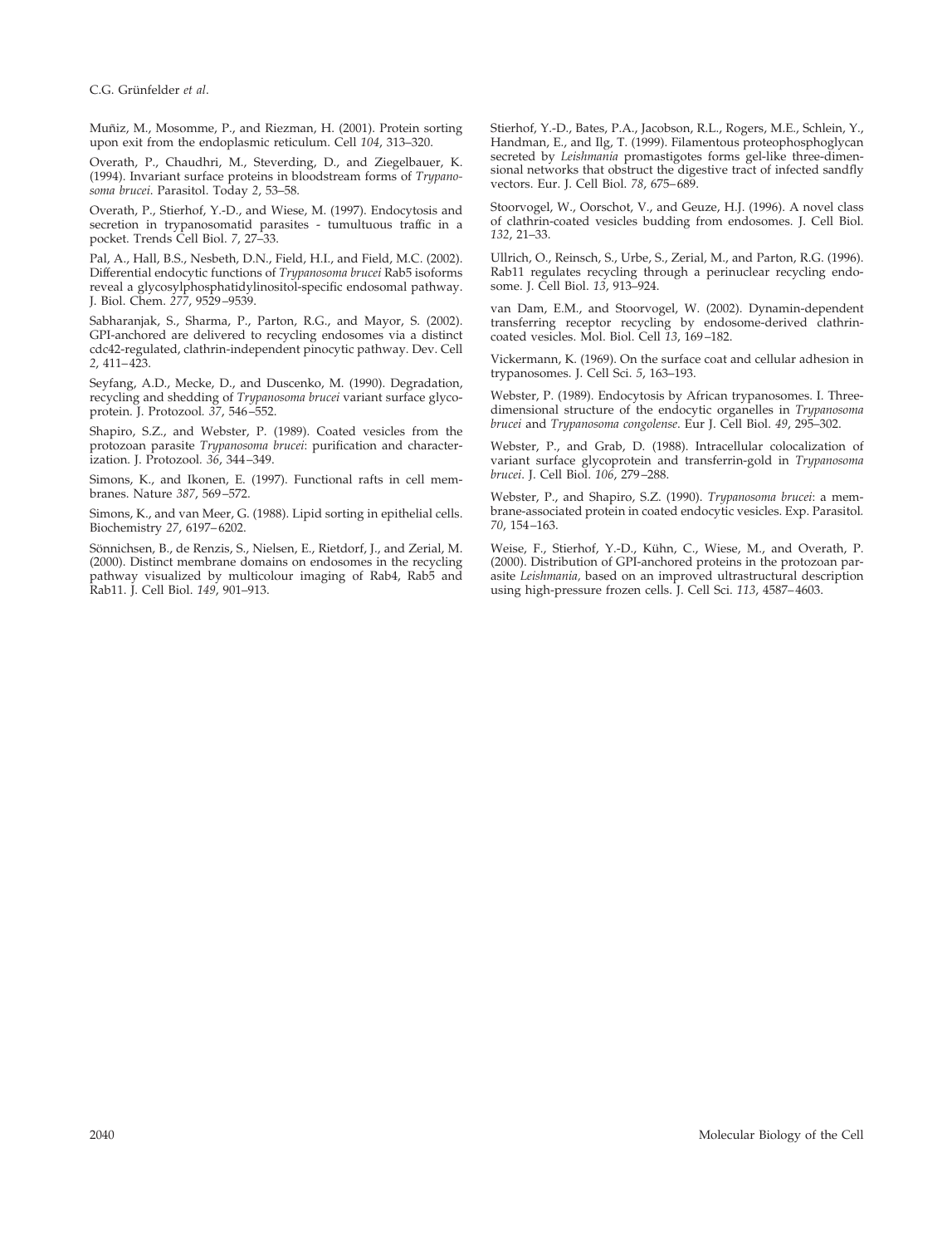Muñiz, M., Mosomme, P., and Riezman, H. (2001). Protein sorting upon exit from the endoplasmic reticulum. Cell *104*, 313–320.

Overath, P., Chaudhri, M., Steverding, D., and Ziegelbauer, K. (1994). Invariant surface proteins in bloodstream forms of *Trypanosoma brucei*. Parasitol. Today *2*, 53–58.

Overath, P., Stierhof, Y.-D., and Wiese, M. (1997). Endocytosis and secretion in trypanosomatid parasites - tumultuous traffic in a pocket. Trends Cell Biol. *7*, 27–33.

Pal, A., Hall, B.S., Nesbeth, D.N., Field, H.I., and Field, M.C. (2002). Differential endocytic functions of *Trypanosoma brucei* Rab5 isoforms reveal a glycosylphosphatidylinositol-specific endosomal pathway. J. Biol. Chem. *277*, 9529–9539.

Sabharanjak, S., Sharma, P., Parton, R.G., and Mayor, S. (2002). GPI-anchored are delivered to recycling endosomes via a distinct cdc42-regulated, clathrin-independent pinocytic pathway. Dev. Cell *2*, 411–423.

Seyfang, A.D., Mecke, D., and Duscenko, M. (1990). Degradation, recycling and shedding of *Trypanosoma brucei* variant surface glycoprotein. J. Protozool. *37*, 546–552.

Shapiro, S.Z., and Webster, P. (1989). Coated vesicles from the protozoan parasite *Trypanosoma brucei*: purification and characterization. J. Protozool. *36*, 344–349.

Simons, K., and Ikonen, E. (1997). Functional rafts in cell membranes. Nature *387*, 569–572.

Simons, K., and van Meer, G. (1988). Lipid sorting in epithelial cells. Biochemistry *27*, 6197–6202.

Sönnichsen, B., de Renzis, S., Nielsen, E., Rietdorf, J., and Zerial, M. (2000). Distinct membrane domains on endosomes in the recycling pathway visualized by multicolour imaging of Rab4, Rab5 and Rab11. J. Cell Biol. *149*, 901–913.

Stierhof, Y.-D., Bates, P.A., Jacobson, R.L., Rogers, M.E., Schlein, Y., Handman, E., and Ilg, T. (1999). Filamentous proteophosphoglycan secreted by *Leishmania* promastigotes forms gel-like three-dimensional networks that obstruct the digestive tract of infected sandfly vectors. Eur. J. Cell Biol. *78*, 675–689.

Stoorvogel, W., Oorschot, V., and Geuze, H.J. (1996). A novel class of clathrin-coated vesicles budding from endosomes. J. Cell Biol. *132*, 21–33.

Ullrich, O., Reinsch, S., Urbe, S., Zerial, M., and Parton, R.G. (1996). Rab11 regulates recycling through a perinuclear recycling endosome. J. Cell Biol. *13*, 913–924.

van Dam, E.M., and Stoorvogel, W. (2002). Dynamin-dependent transferring receptor recycling by endosome-derived clathrin-coated vesicles. Mol. Biol. Cell *13*, 169–182.

Vickermann, K. (1969). On the surface coat and cellular adhesion in trypanosomes. J. Cell Sci. *5*, 163–193.

Webster, P. (1989). Endocytosis by African trypanosomes. I. Three-dimensional structure of the endocytic organelles in *Trypanosoma brucei* and *Trypanosoma congolense*. Eur J. Cell Biol. *49*, 295–302.

Webster, P., and Grab, D. (1988). Intracellular colocalization of variant surface glycoprotein and transferrin-gold in *Trypanosoma brucei*. J. Cell Biol. *106*, 279–288.

Webster, P., and Shapiro, S.Z. (1990). *Trypanosoma brucei*: a membrane-associated protein in coated endocytic vesicles. Exp. Parasitol. *70*, 154–163.

Weise, F., Stierhof, Y.-D., Kühn, C., Wiese, M., and Overath, P. (2000). Distribution of GPI-anchored proteins in the protozoan parasite *Leishmania*, based on an improved ultrastructural description using high-pressure frozen cells. J. Cell Sci. *113*, 4587–4603.